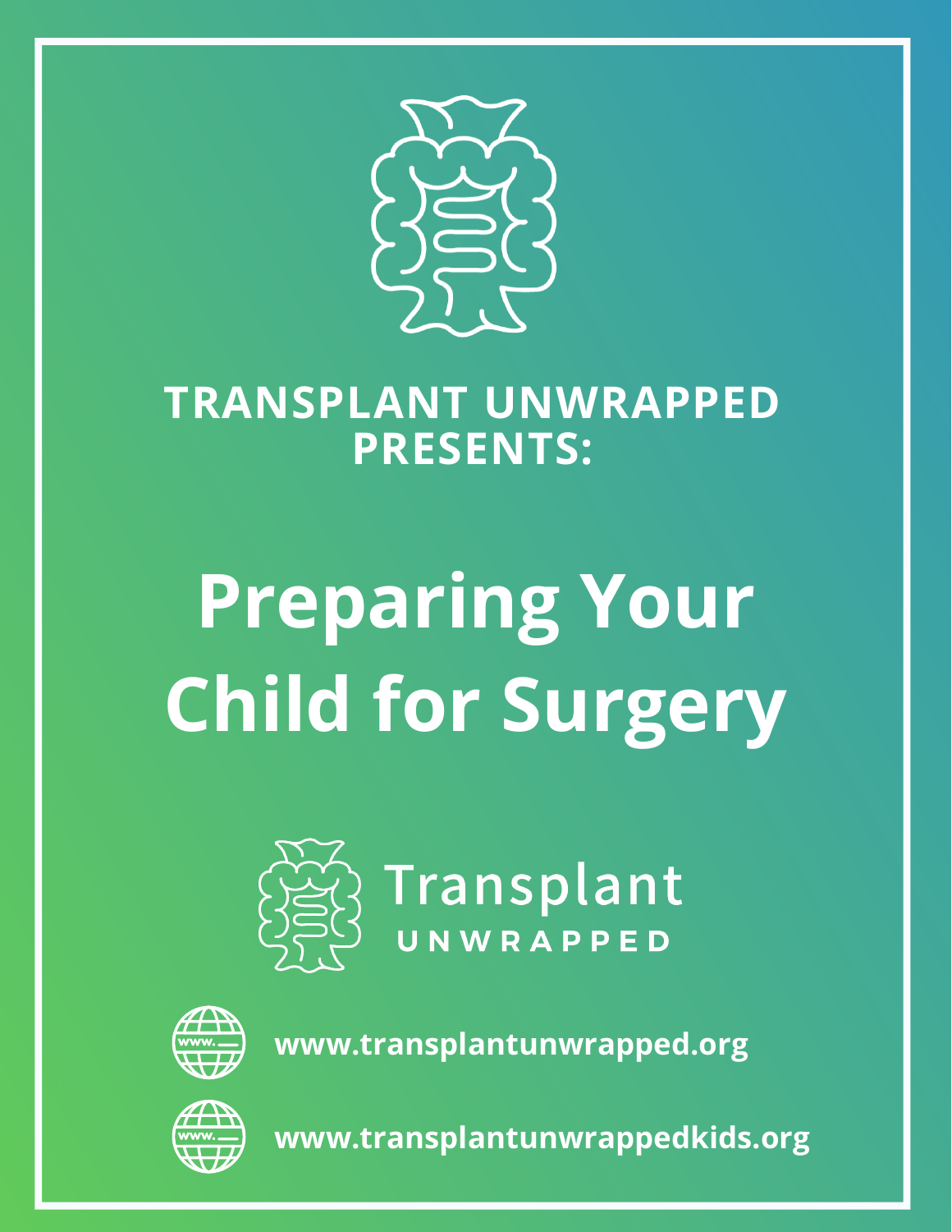**TRANSPLANT UNWRAPPED PRESENTS:**

# Preparing Your Child for Surgery

Transplant UNWRAPPED

www.transplantunwrapped.org

www.transplantunwrappedkids.org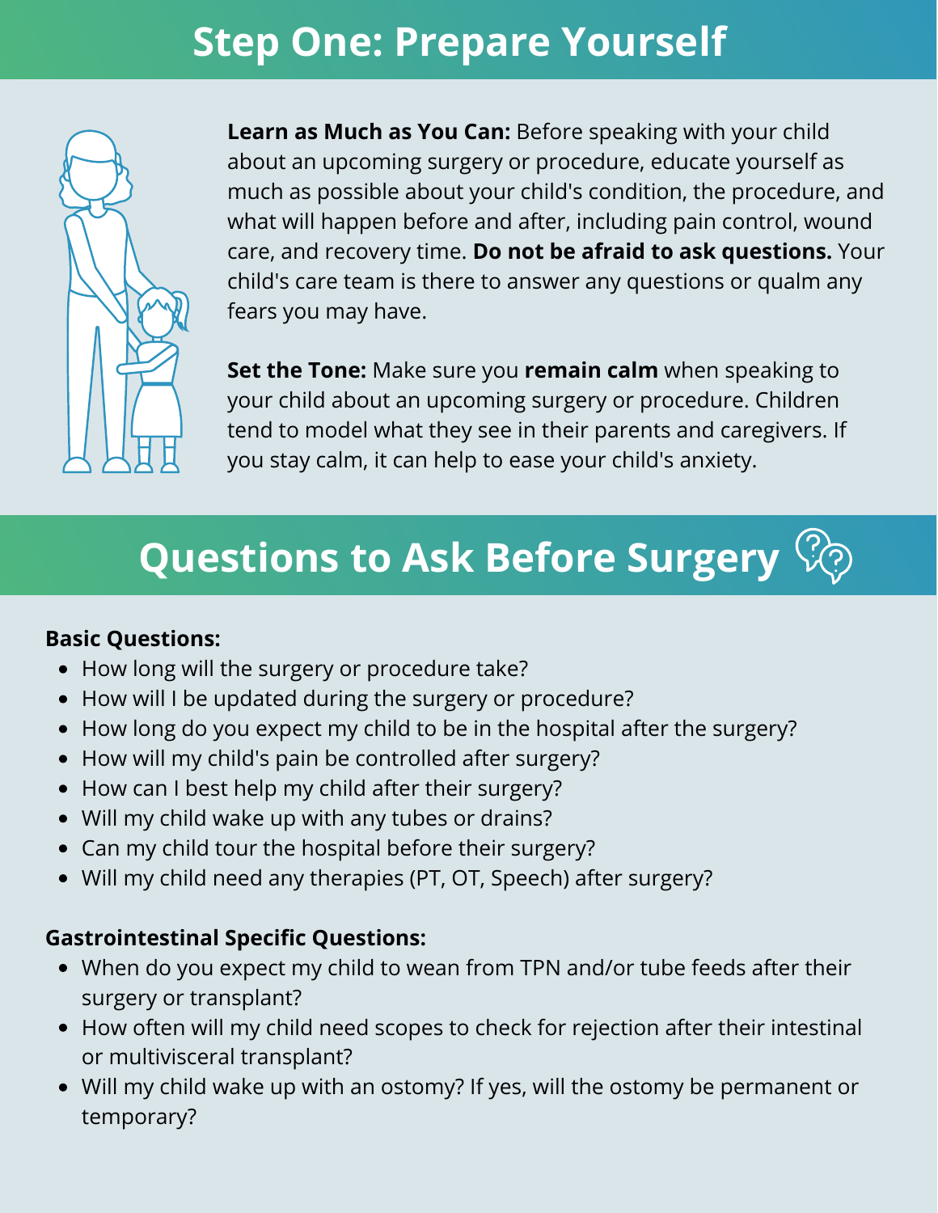# Step One: Prepare Yourself

**Learn as Much as You Can:** Before speaking with your child about an upcoming surgery or procedure, educate yourself as much as possible about your child's condition, the procedure, and what will happen before and after, including pain control, wound care, and recovery time. **Do not be afraid to ask questions.** Your child's care team is there to answer any questions or qualm any fears you may have.

**Set the Tone:** Make sure you **remain calm** when speaking to your child about an upcoming surgery or procedure. Children tend to model what they see in their parents and caregivers. If you stay calm, it can help to ease your child's anxiety.

# Questions to Ask Before Surgery

**Basic Questions:**

- How long will the surgery or procedure take?
- How will I be updated during the surgery or procedure?
- How long do you expect my child to be in the hospital after the surgery?
- How will my child's pain be controlled after surgery?
- How can I best help my child after their surgery?
- Will my child wake up with any tubes or drains?
- Can my child tour the hospital before their surgery?
- Will my child need any therapies (PT, OT, Speech) after surgery?

**Gastrointestinal Specific Questions:**

- When do you expect my child to wean from TPN and/or tube feeds after their surgery or transplant?
- How often will my child need scopes to check for rejection after their intestinal or multivisceral transplant?
- Will my child wake up with an ostomy? If yes, will the ostomy be permanent or temporary?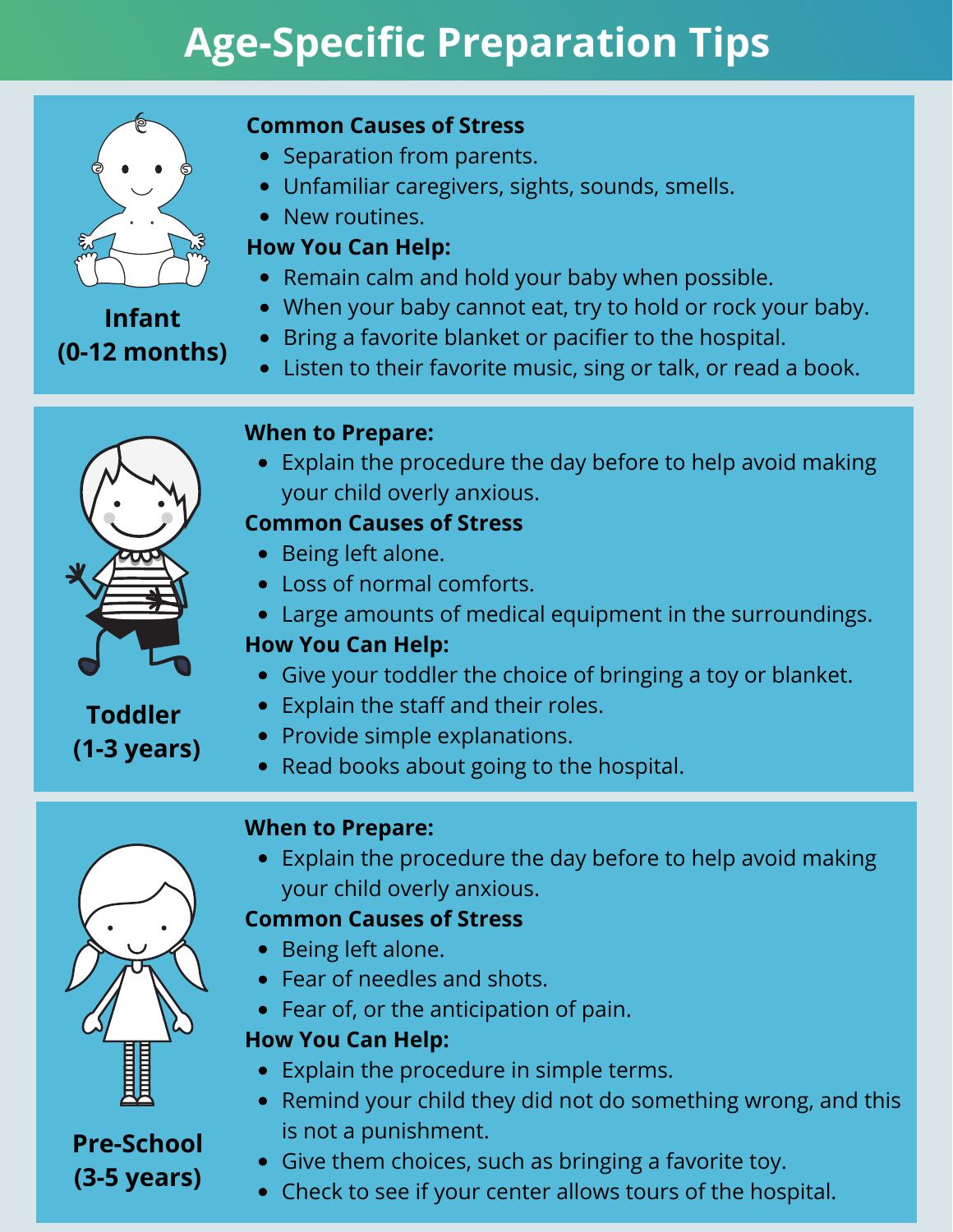# Age-Specific Preparation Tips

## Infant (0-12 months)

**Common Causes of Stress**

- Separation from parents.
- Unfamiliar caregivers, sights, sounds, smells.
- New routines.

**How You Can Help:**

- Remain calm and hold your baby when possible.
- When your baby cannot eat, try to hold or rock your baby.
- Bring a favorite blanket or pacifier to the hospital.
- Listen to their favorite music, sing or talk, or read a book.

## Toddler (1-3 years)

**When to Prepare:**

- Explain the procedure the day before to help avoid making your child overly anxious.

**Common Causes of Stress**

- Being left alone.
- Loss of normal comforts.
- Large amounts of medical equipment in the surroundings.

**How You Can Help:**

- Give your toddler the choice of bringing a toy or blanket.
- Explain the staff and their roles.
- Provide simple explanations.
- Read books about going to the hospital.

## Pre-School (3-5 years)

**When to Prepare:**

- Explain the procedure the day before to help avoid making your child overly anxious.

**Common Causes of Stress**

- Being left alone.
- Fear of needles and shots.
- Fear of, or the anticipation of pain.

**How You Can Help:**

- Explain the procedure in simple terms.
- Remind your child they did not do something wrong, and this is not a punishment.
- Give them choices, such as bringing a favorite toy.
- Check to see if your center allows tours of the hospital.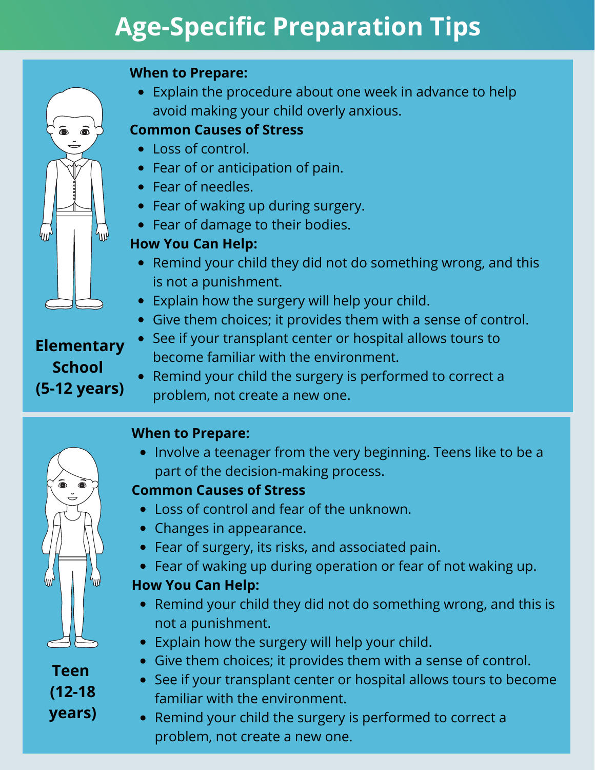# Age-Specific Preparation Tips

## Elementary School (5-12 years)

**When to Prepare:**

- Explain the procedure about one week in advance to help avoid making your child overly anxious.

**Common Causes of Stress**

- Loss of control.
- Fear of or anticipation of pain.
- Fear of needles.
- Fear of waking up during surgery.
- Fear of damage to their bodies.

**How You Can Help:**

- Remind your child they did not do something wrong, and this is not a punishment.
- Explain how the surgery will help your child.
- Give them choices; it provides them with a sense of control.
- See if your transplant center or hospital allows tours to become familiar with the environment.
- Remind your child the surgery is performed to correct a problem, not create a new one.

## Teen (12-18 years)

**When to Prepare:**

- Involve a teenager from the very beginning. Teens like to be a part of the decision-making process.

**Common Causes of Stress**

- Loss of control and fear of the unknown.
- Changes in appearance.
- Fear of surgery, its risks, and associated pain.
- Fear of waking up during operation or fear of not waking up.

**How You Can Help:**

- Remind your child they did not do something wrong, and this is not a punishment.
- Explain how the surgery will help your child.
- Give them choices; it provides them with a sense of control.
- See if your transplant center or hospital allows tours to become familiar with the environment.
- Remind your child the surgery is performed to correct a problem, not create a new one.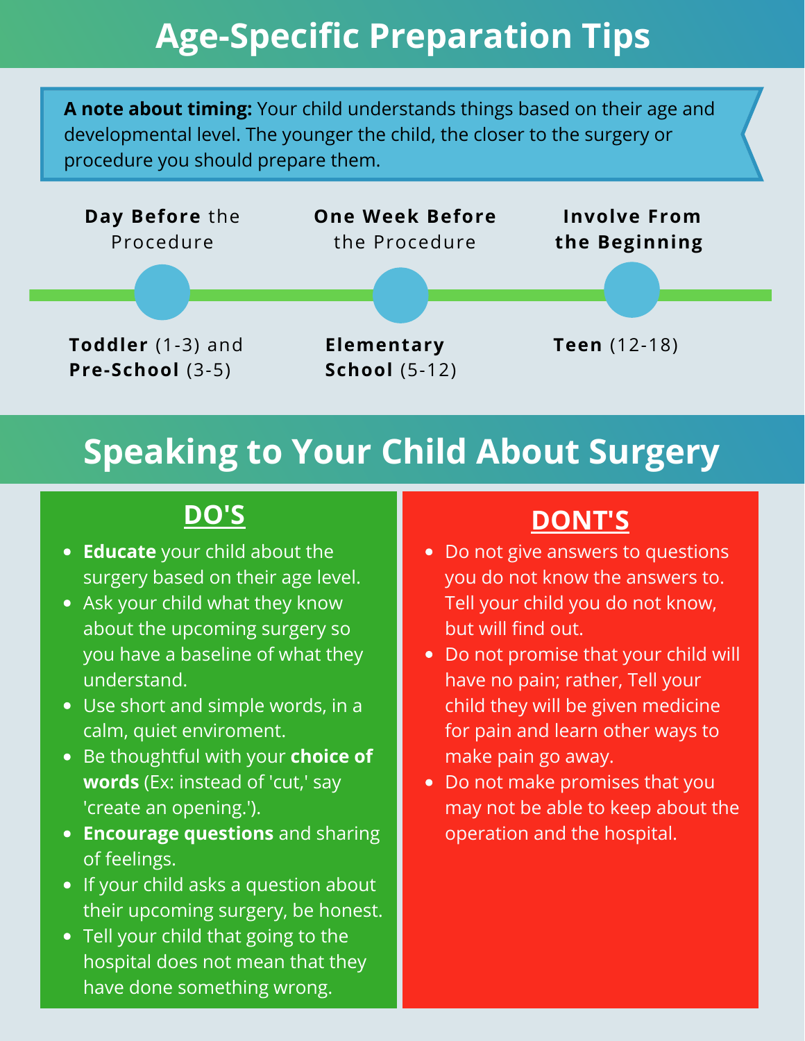# Age-Specific Preparation Tips

**A note about timing:** Your child understands things based on their age and developmental level. The younger the child, the closer to the surgery or procedure you should prepare them.

| **Day Before** the Procedure | **One Week Before** the Procedure | **Involve From the Beginning** |
|---|---|---|
| **Toddler** (1-3) and **Pre-School** (3-5) | **Elementary School** (5-12) | **Teen** (12-18) |

# Speaking to Your Child About Surgery

## DO'S

- **Educate** your child about the surgery based on their age level.
- Ask your child what they know about the upcoming surgery so you have a baseline of what they understand.
- Use short and simple words, in a calm, quiet enviroment.
- Be thoughtful with your **choice of words** (Ex: instead of 'cut,' say 'create an opening.').
- **Encourage questions** and sharing of feelings.
- If your child asks a question about their upcoming surgery, be honest.
- Tell your child that going to the hospital does not mean that they have done something wrong.

## DONT'S

- Do not give answers to questions you do not know the answers to. Tell your child you do not know, but will find out.
- Do not promise that your child will have no pain; rather, Tell your child they will be given medicine for pain and learn other ways to make pain go away.
- Do not make promises that you may not be able to keep about the operation and the hospital.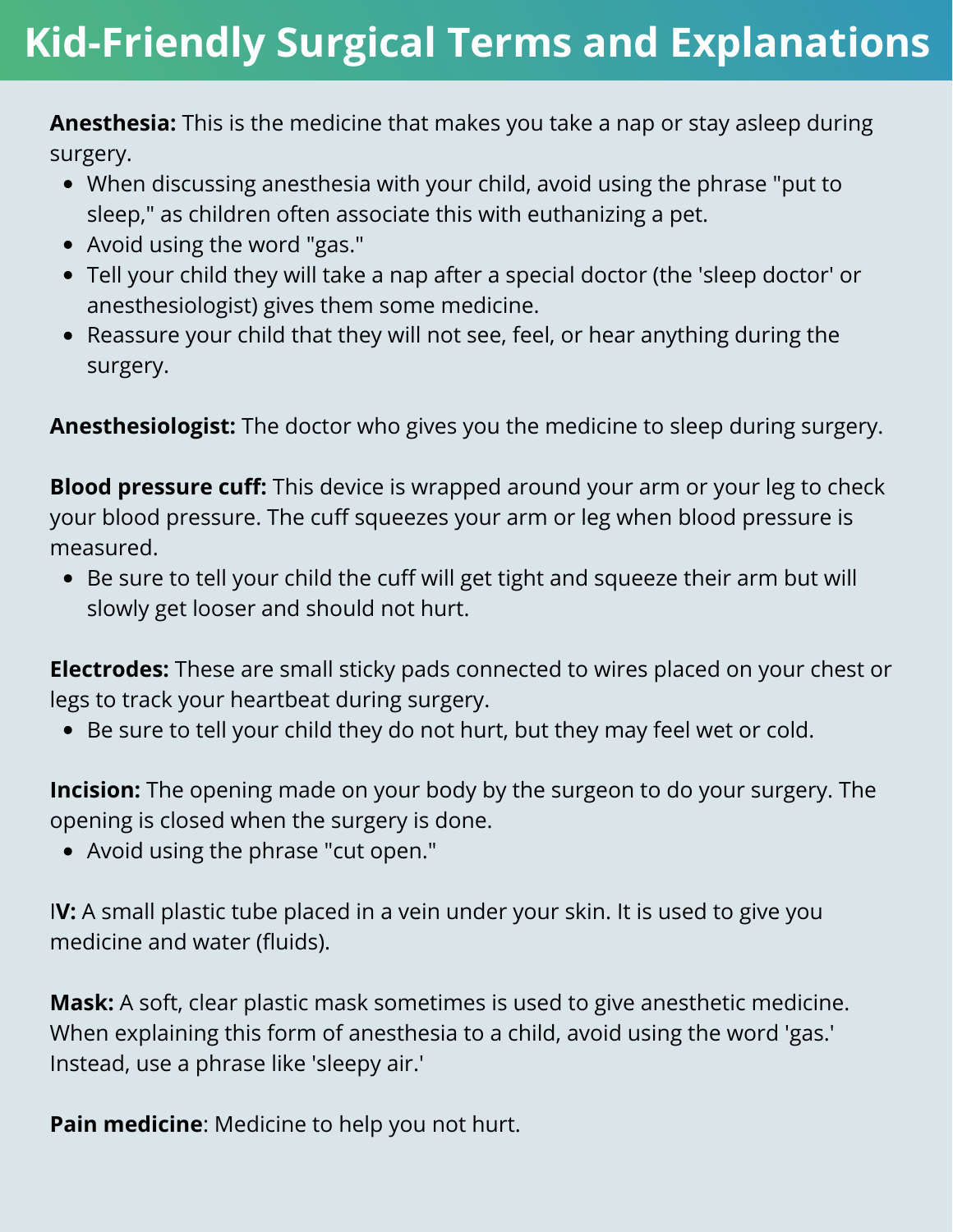# Kid-Friendly Surgical Terms and Explanations

**Anesthesia:** This is the medicine that makes you take a nap or stay asleep during surgery.

- When discussing anesthesia with your child, avoid using the phrase "put to sleep," as children often associate this with euthanizing a pet.
- Avoid using the word "gas."
- Tell your child they will take a nap after a special doctor (the 'sleep doctor' or anesthesiologist) gives them some medicine.
- Reassure your child that they will not see, feel, or hear anything during the surgery.

**Anesthesiologist:** The doctor who gives you the medicine to sleep during surgery.

**Blood pressure cuff:** This device is wrapped around your arm or your leg to check your blood pressure. The cuff squeezes your arm or leg when blood pressure is measured.

- Be sure to tell your child the cuff will get tight and squeeze their arm but will slowly get looser and should not hurt.

**Electrodes:** These are small sticky pads connected to wires placed on your chest or legs to track your heartbeat during surgery.

- Be sure to tell your child they do not hurt, but they may feel wet or cold.

**Incision:** The opening made on your body by the surgeon to do your surgery. The opening is closed when the surgery is done.

- Avoid using the phrase "cut open."

I**V:** A small plastic tube placed in a vein under your skin. It is used to give you medicine and water (fluids).

**Mask:** A soft, clear plastic mask sometimes is used to give anesthetic medicine. When explaining this form of anesthesia to a child, avoid using the word 'gas.' Instead, use a phrase like 'sleepy air.'

**Pain medicine**: Medicine to help you not hurt.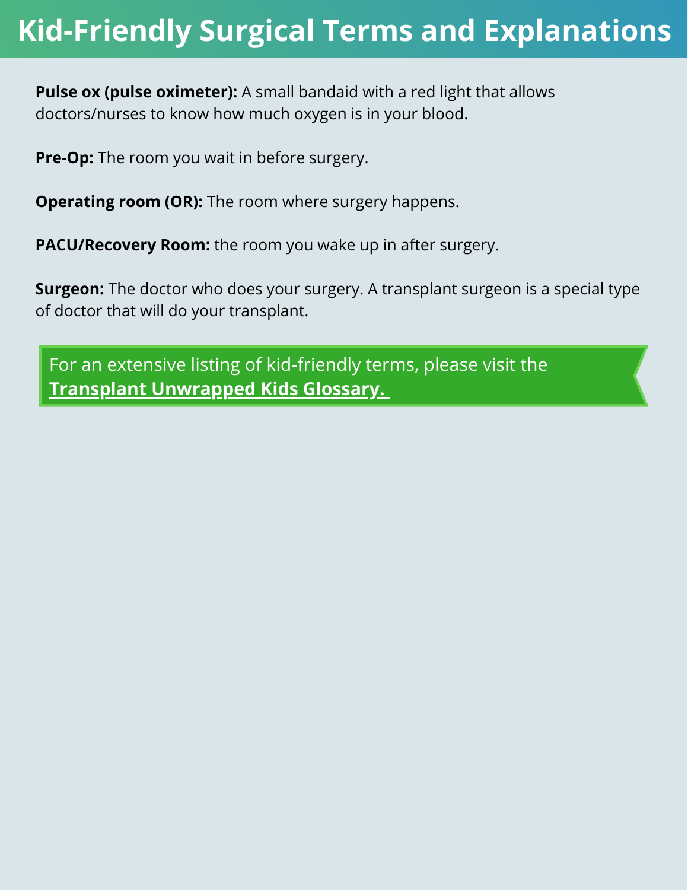# Kid-Friendly Surgical Terms and Explanations

**Pulse ox (pulse oximeter):** A small bandaid with a red light that allows doctors/nurses to know how much oxygen is in your blood.

**Pre-Op:** The room you wait in before surgery.

**Operating room (OR):** The room where surgery happens.

**PACU/Recovery Room:** the room you wake up in after surgery.

**Surgeon:** The doctor who does your surgery. A transplant surgeon is a special type of doctor that will do your transplant.

For an extensive listing of kid-friendly terms, please visit the **Transplant Unwrapped Kids Glossary.**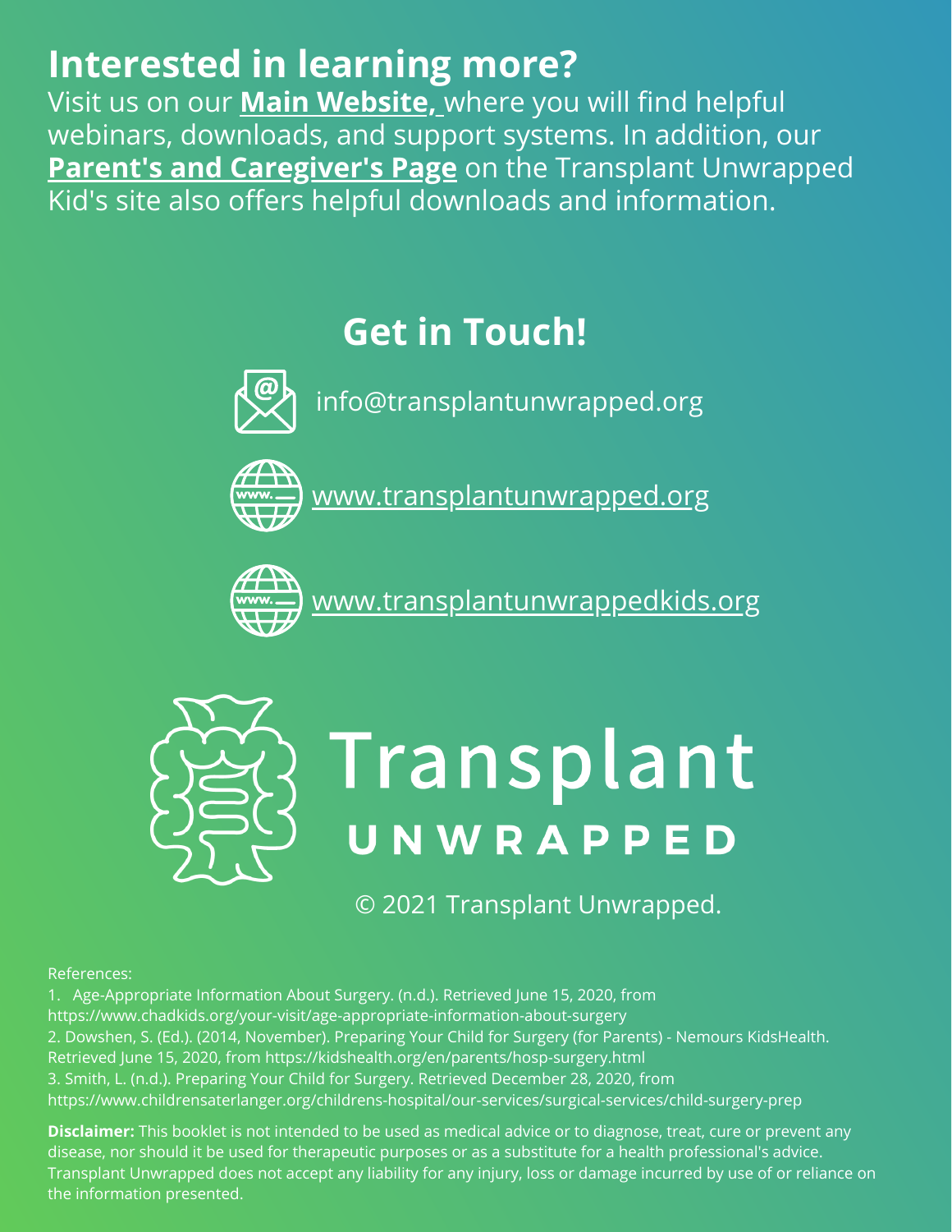## Interested in learning more?

Visit us on our **Main Website,** where you will find helpful webinars, downloads, and support systems. In addition, our **Parent's and Caregiver's Page** on the Transplant Unwrapped Kid's site also offers helpful downloads and information.

## Get in Touch!

info@transplantunwrapped.org

www.transplantunwrapped.org

www.transplantunwrappedkids.org

Transplant UNWRAPPED

© 2021 Transplant Unwrapped.

References:

1. Age-Appropriate Information About Surgery. (n.d.). Retrieved June 15, 2020, from https://www.chadkids.org/your-visit/age-appropriate-information-about-surgery
2. Dowshen, S. (Ed.). (2014, November). Preparing Your Child for Surgery (for Parents) - Nemours KidsHealth. Retrieved June 15, 2020, from https://kidshealth.org/en/parents/hosp-surgery.html
3. Smith, L. (n.d.). Preparing Your Child for Surgery. Retrieved December 28, 2020, from https://www.childrensaterlanger.org/childrens-hospital/our-services/surgical-services/child-surgery-prep

**Disclaimer:** This booklet is not intended to be used as medical advice or to diagnose, treat, cure or prevent any disease, nor should it be used for therapeutic purposes or as a substitute for a health professional's advice. Transplant Unwrapped does not accept any liability for any injury, loss or damage incurred by use of or reliance on the information presented.